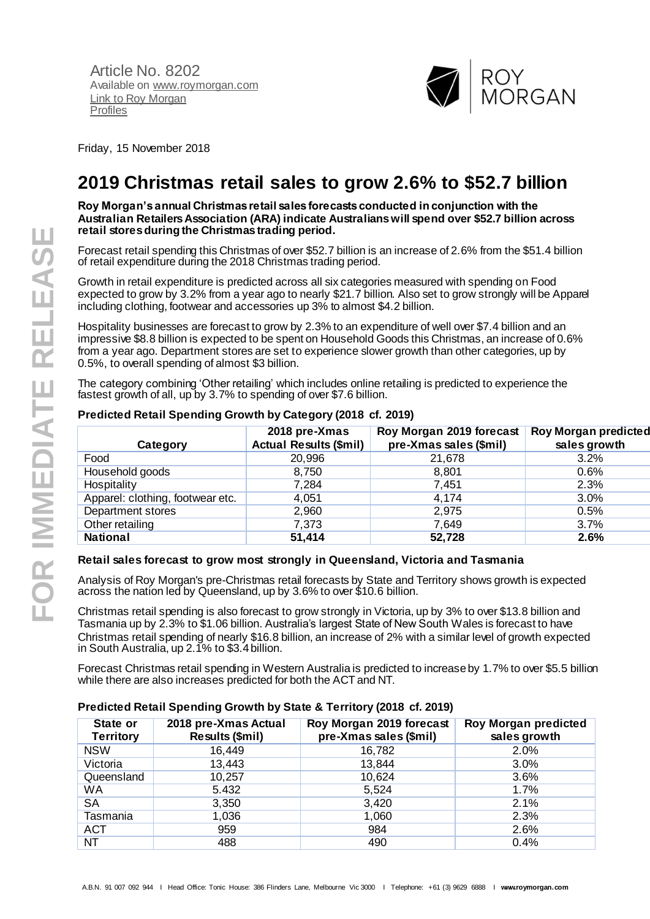Article No. 8202
Available on www.roymorgan.com
Link to Roy Morgan Profiles

Friday, 15 November 2018

# 2019 Christmas retail sales to grow 2.6% to $52.7 billion

**Roy Morgan's annual Christmas retail sales forecasts conducted in conjunction with the Australian Retailers Association (ARA) indicate Australians will spend over $52.7 billion across retail stores during the Christmas trading period.**

Forecast retail spending this Christmas of over $52.7 billion is an increase of 2.6% from the $51.4 billion of retail expenditure during the 2018 Christmas trading period.

Growth in retail expenditure is predicted across all six categories measured with spending on Food expected to grow by 3.2% from a year ago to nearly $21.7 billion. Also set to grow strongly will be Apparel including clothing, footwear and accessories up 3% to almost $4.2 billion.

Hospitality businesses are forecast to grow by 2.3% to an expenditure of well over $7.4 billion and an impressive $8.8 billion is expected to be spent on Household Goods this Christmas, an increase of 0.6% from a year ago. Department stores are set to experience slower growth than other categories, up by 0.5%, to overall spending of almost $3 billion.

The category combining 'Other retailing' which includes online retailing is predicted to experience the fastest growth of all, up by 3.7% to spending of over $7.6 billion.

### Predicted Retail Spending Growth by Category (2018 cf. 2019)

| Category | 2018 pre-Xmas Actual Results ($mil) | Roy Morgan 2019 forecast pre-Xmas sales ($mil) | Roy Morgan predicted sales growth |
|---|---|---|---|
| Food | 20,996 | 21,678 | 3.2% |
| Household goods | 8,750 | 8,801 | 0.6% |
| Hospitality | 7,284 | 7,451 | 2.3% |
| Apparel: clothing, footwear etc. | 4,051 | 4,174 | 3.0% |
| Department stores | 2,960 | 2,975 | 0.5% |
| Other retailing | 7,373 | 7,649 | 3.7% |
| **National** | **51,414** | **52,728** | **2.6%** |

### Retail sales forecast to grow most strongly in Queensland, Victoria and Tasmania

Analysis of Roy Morgan's pre-Christmas retail forecasts by State and Territory shows growth is expected across the nation led by Queensland, up by 3.6% to over $10.6 billion.

Christmas retail spending is also forecast to grow strongly in Victoria, up by 3% to over $13.8 billion and Tasmania up by 2.3% to $1.06 billion. Australia's largest State of New South Wales is forecast to have Christmas retail spending of nearly $16.8 billion, an increase of 2% with a similar level of growth expected in South Australia, up 2.1% to $3.4 billion.

Forecast Christmas retail spending in Western Australia is predicted to increase by 1.7% to over $5.5 billion while there are also increases predicted for both the ACT and NT.

### Predicted Retail Spending Growth by State & Territory (2018 cf. 2019)

| State or Territory | 2018 pre-Xmas Actual Results ($mil) | Roy Morgan 2019 forecast pre-Xmas sales ($mil) | Roy Morgan predicted sales growth |
|---|---|---|---|
| NSW | 16,449 | 16,782 | 2.0% |
| Victoria | 13,443 | 13,844 | 3.0% |
| Queensland | 10,257 | 10,624 | 3.6% |
| WA | 5.432 | 5,524 | 1.7% |
| SA | 3,350 | 3,420 | 2.1% |
| Tasmania | 1,036 | 1,060 | 2.3% |
| ACT | 959 | 984 | 2.6% |
| NT | 488 | 490 | 0.4% |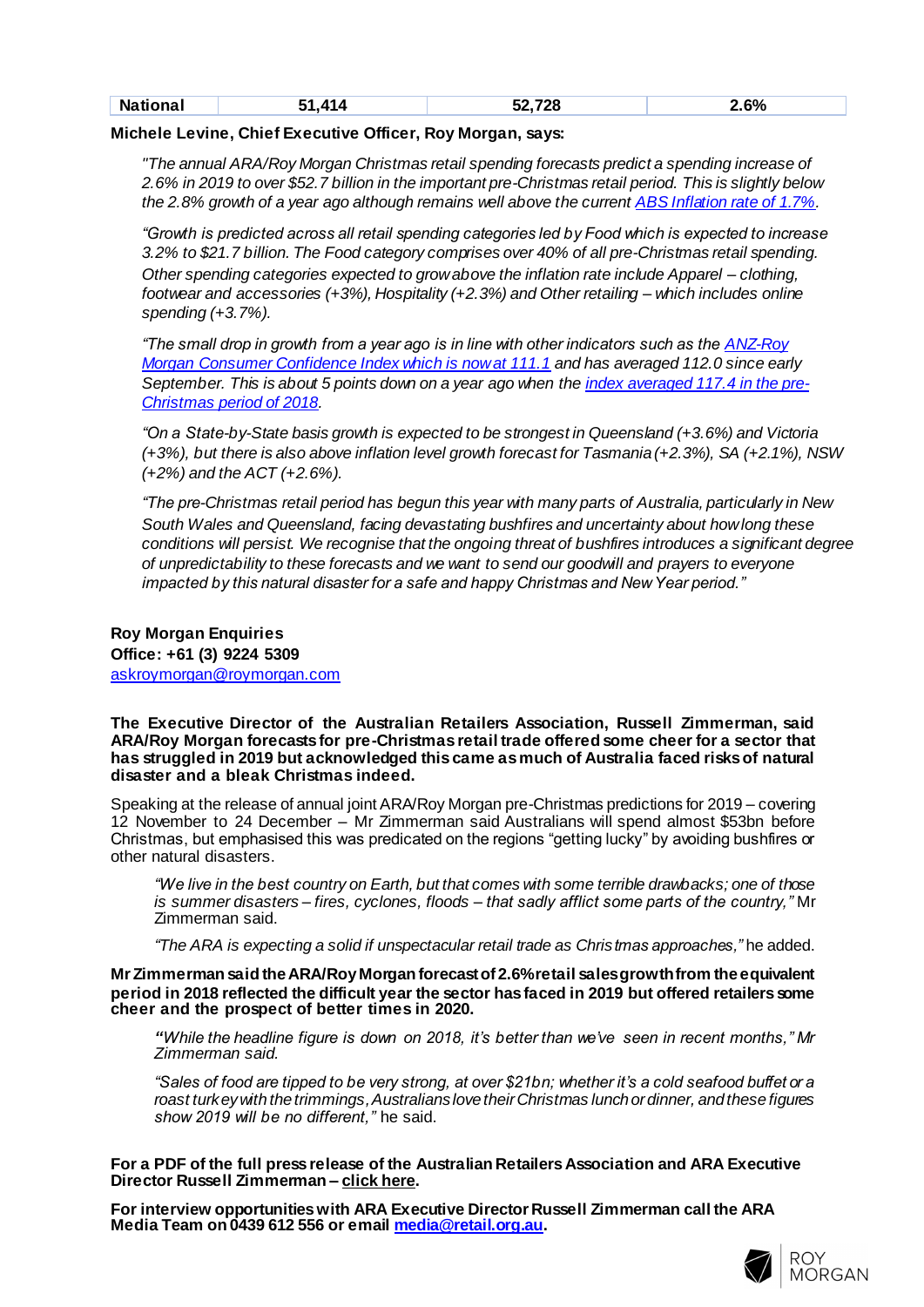| National | 51,414 | 52,728 | 2.6% |
|---|---|---|---|

**Michele Levine, Chief Executive Officer, Roy Morgan, says:**

*"The annual ARA/Roy Morgan Christmas retail spending forecasts predict a spending increase of 2.6% in 2019 to over $52.7 billion in the important pre-Christmas retail period. This is slightly below the 2.8% growth of a year ago although remains well above the current [ABS Inflation rate of 1.7%](#).*

*"Growth is predicted across all retail spending categories led by Food which is expected to increase 3.2% to $21.7 billion. The Food category comprises over 40% of all pre-Christmas retail spending. Other spending categories expected to grow above the inflation rate include Apparel – clothing, footwear and accessories (+3%), Hospitality (+2.3%) and Other retailing – which includes online spending (+3.7%).*

*"The small drop in growth from a year ago is in line with other indicators such as the [ANZ-Roy Morgan Consumer Confidence Index which is now at 111.1](#) and has averaged 112.0 since early September. This is about 5 points down on a year ago when the [index averaged 117.4 in the pre-Christmas period of 2018](#).*

*"On a State-by-State basis growth is expected to be strongest in Queensland (+3.6%) and Victoria (+3%), but there is also above inflation level growth forecast for Tasmania (+2.3%), SA (+2.1%), NSW (+2%) and the ACT (+2.6%).*

*"The pre-Christmas retail period has begun this year with many parts of Australia, particularly in New South Wales and Queensland, facing devastating bushfires and uncertainty about how long these conditions will persist. We recognise that the ongoing threat of bushfires introduces a significant degree of unpredictability to these forecasts and we want to send our goodwill and prayers to everyone impacted by this natural disaster for a safe and happy Christmas and New Year period."*

**Roy Morgan Enquiries**
**Office: +61 (3) 9224 5309**
[askroymorgan@roymorgan.com](mailto:askroymorgan@roymorgan.com)

**The Executive Director of the Australian Retailers Association, Russell Zimmerman, said ARA/Roy Morgan forecasts for pre-Christmas retail trade offered some cheer for a sector that has struggled in 2019 but acknowledged this came as much of Australia faced risks of natural disaster and a bleak Christmas indeed.**

Speaking at the release of annual joint ARA/Roy Morgan pre-Christmas predictions for 2019 – covering 12 November to 24 December – Mr Zimmerman said Australians will spend almost $53bn before Christmas, but emphasised this was predicated on the regions "getting lucky" by avoiding bushfires or other natural disasters.

*"We live in the best country on Earth, but that comes with some terrible drawbacks; one of those is summer disasters – fires, cyclones, floods – that sadly afflict some parts of the country,"* Mr Zimmerman said.

*"The ARA is expecting a solid if unspectacular retail trade as Christmas approaches,"* he added.

**Mr Zimmerman said the ARA/Roy Morgan forecast of 2.6% retail sales growth from the equivalent period in 2018 reflected the difficult year the sector has faced in 2019 but offered retailers some cheer and the prospect of better times in 2020.**

*"While the headline figure is down on 2018, it's better than we've seen in recent months," Mr Zimmerman said.*

*"Sales of food are tipped to be very strong, at over $21bn; whether it's a cold seafood buffet or a roast turkey with the trimmings, Australians love their Christmas lunch or dinner, and these figures show 2019 will be no different,"* he said.

**For a PDF of the full press release of the Australian Retailers Association and ARA Executive Director Russell Zimmerman – [click here](#).**

**For interview opportunities with ARA Executive Director Russell Zimmerman call the ARA Media Team on 0439 612 556 or email [media@retail.org.au](mailto:media@retail.org.au).**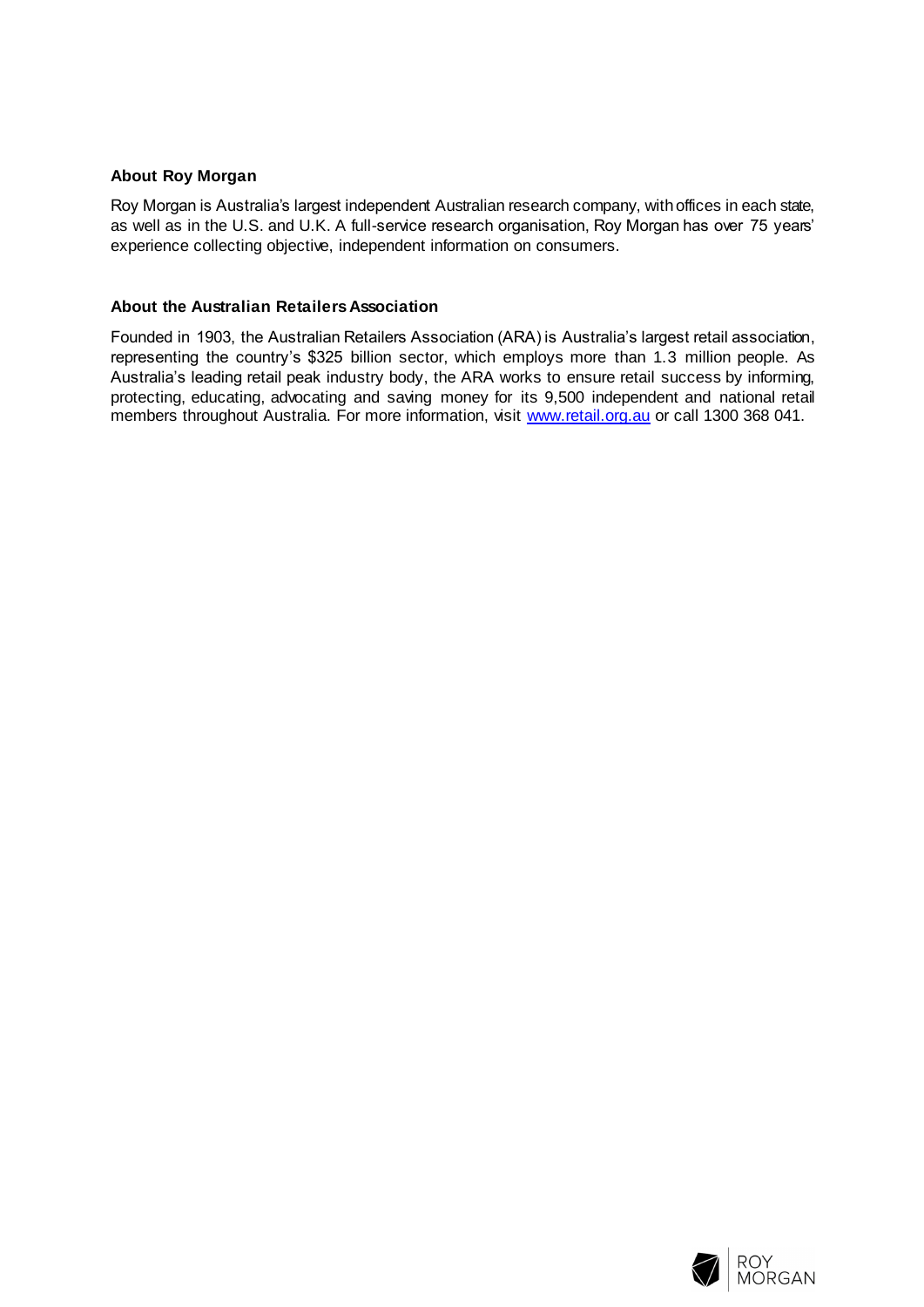**About Roy Morgan**

Roy Morgan is Australia's largest independent Australian research company, with offices in each state, as well as in the U.S. and U.K. A full-service research organisation, Roy Morgan has over 75 years' experience collecting objective, independent information on consumers.

**About the Australian Retailers Association**

Founded in 1903, the Australian Retailers Association (ARA) is Australia's largest retail association, representing the country's $325 billion sector, which employs more than 1.3 million people. As Australia's leading retail peak industry body, the ARA works to ensure retail success by informing, protecting, educating, advocating and saving money for its 9,500 independent and national retail members throughout Australia. For more information, visit [www.retail.org.au](http://www.retail.org.au) or call 1300 368 041.